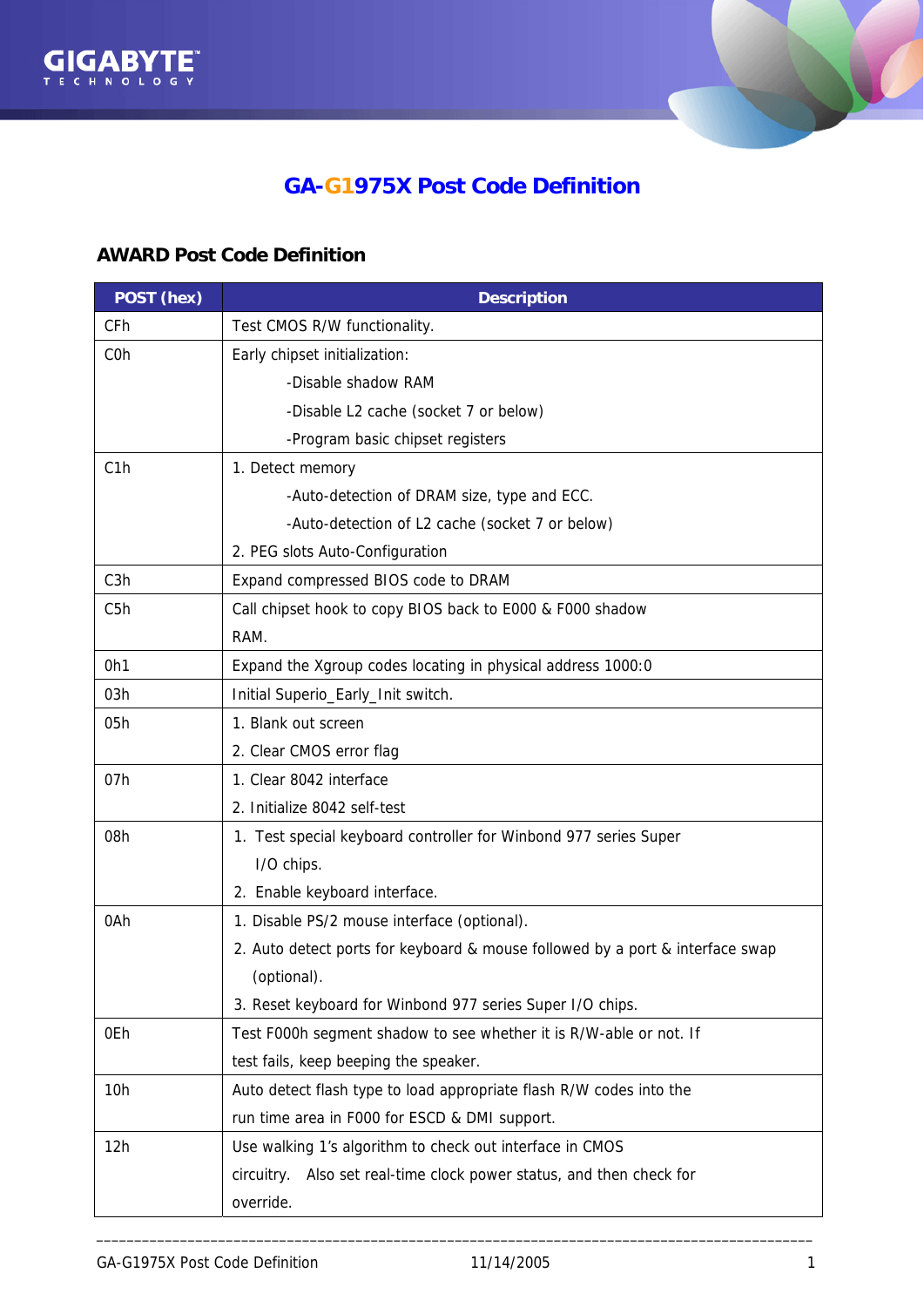# GA-G1975X Post Code Definition

## AWARD Post Code Definition

| POST (hex) | Description |
|---|---|
| CFh | Test CMOS R/W functionality. |
| C0h | Early chipset initialization:<br>-Disable shadow RAM<br>-Disable L2 cache (socket 7 or below)<br>-Program basic chipset registers |
| C1h | 1. Detect memory<br>-Auto-detection of DRAM size, type and ECC.<br>-Auto-detection of L2 cache (socket 7 or below)<br>2. PEG slots Auto-Configuration |
| C3h | Expand compressed BIOS code to DRAM |
| C5h | Call chipset hook to copy BIOS back to E000 & F000 shadow RAM. |
| 0h1 | Expand the Xgroup codes locating in physical address 1000:0 |
| 03h | Initial Superio_Early_Init switch. |
| 05h | 1. Blank out screen<br>2. Clear CMOS error flag |
| 07h | 1. Clear 8042 interface<br>2. Initialize 8042 self-test |
| 08h | 1. Test special keyboard controller for Winbond 977 series Super I/O chips.<br>2. Enable keyboard interface. |
| 0Ah | 1. Disable PS/2 mouse interface (optional).<br>2. Auto detect ports for keyboard & mouse followed by a port & interface swap (optional).<br>3. Reset keyboard for Winbond 977 series Super I/O chips. |
| 0Eh | Test F000h segment shadow to see whether it is R/W-able or not. If test fails, keep beeping the speaker. |
| 10h | Auto detect flash type to load appropriate flash R/W codes into the run time area in F000 for ESCD & DMI support. |
| 12h | Use walking 1's algorithm to check out interface in CMOS circuitry. Also set real-time clock power status, and then check for override. |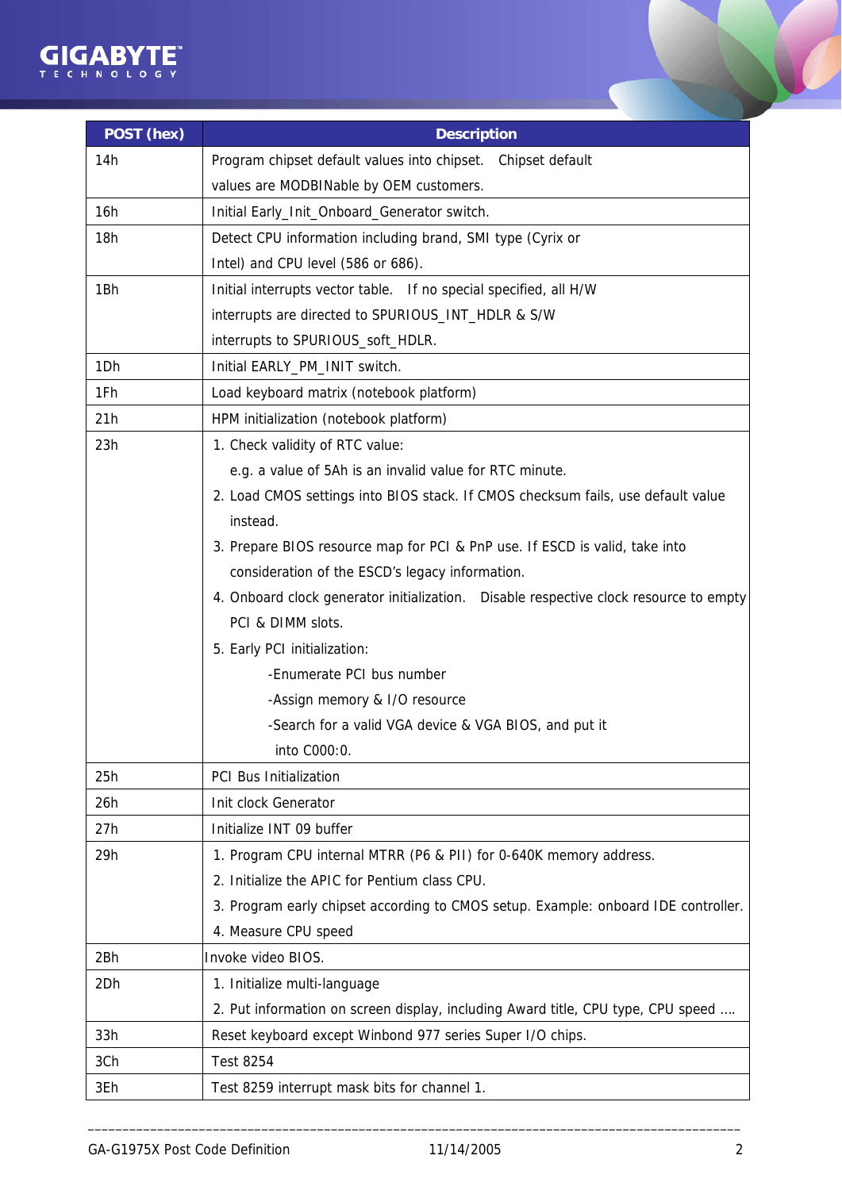| POST (hex) | Description |
|---|---|
| 14h | Program chipset default values into chipset. Chipset default values are MODBINable by OEM customers. |
| 16h | Initial Early_Init_Onboard_Generator switch. |
| 18h | Detect CPU information including brand, SMI type (Cyrix or Intel) and CPU level (586 or 686). |
| 1Bh | Initial interrupts vector table. If no special specified, all H/W interrupts are directed to SPURIOUS_INT_HDLR & S/W interrupts to SPURIOUS_soft_HDLR. |
| 1Dh | Initial EARLY_PM_INIT switch. |
| 1Fh | Load keyboard matrix (notebook platform) |
| 21h | HPM initialization (notebook platform) |
| 23h | 1. Check validity of RTC value: e.g. a value of 5Ah is an invalid value for RTC minute.<br>2. Load CMOS settings into BIOS stack. If CMOS checksum fails, use default value instead.<br>3. Prepare BIOS resource map for PCI & PnP use. If ESCD is valid, take into consideration of the ESCD's legacy information.<br>4. Onboard clock generator initialization. Disable respective clock resource to empty PCI & DIMM slots.<br>5. Early PCI initialization:<br>-Enumerate PCI bus number<br>-Assign memory & I/O resource<br>-Search for a valid VGA device & VGA BIOS, and put it into C000:0. |
| 25h | PCI Bus Initialization |
| 26h | Init clock Generator |
| 27h | Initialize INT 09 buffer |
| 29h | 1. Program CPU internal MTRR (P6 & PII) for 0-640K memory address.<br>2. Initialize the APIC for Pentium class CPU.<br>3. Program early chipset according to CMOS setup. Example: onboard IDE controller.<br>4. Measure CPU speed |
| 2Bh | Invoke video BIOS. |
| 2Dh | 1. Initialize multi-language<br>2. Put information on screen display, including Award title, CPU type, CPU speed .... |
| 33h | Reset keyboard except Winbond 977 series Super I/O chips. |
| 3Ch | Test 8254 |
| 3Eh | Test 8259 interrupt mask bits for channel 1. |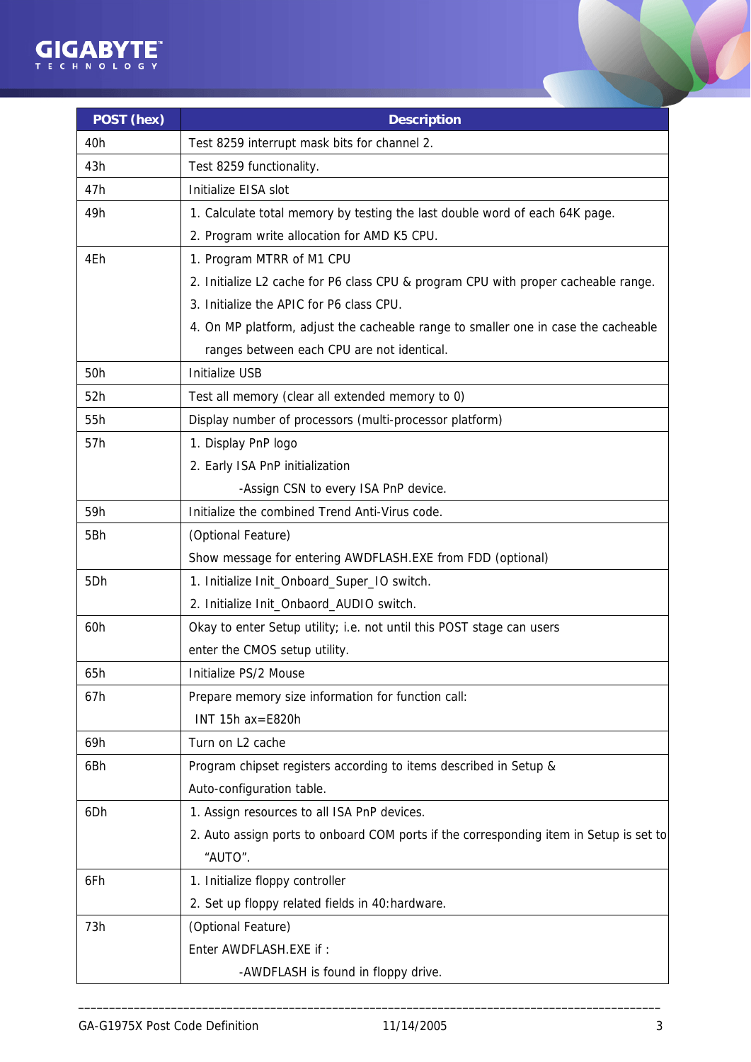| POST (hex) | Description |
|---|---|
| 40h | Test 8259 interrupt mask bits for channel 2. |
| 43h | Test 8259 functionality. |
| 47h | Initialize EISA slot |
| 49h | 1. Calculate total memory by testing the last double word of each 64K page.<br>2. Program write allocation for AMD K5 CPU. |
| 4Eh | 1. Program MTRR of M1 CPU<br>2. Initialize L2 cache for P6 class CPU & program CPU with proper cacheable range.<br>3. Initialize the APIC for P6 class CPU.<br>4. On MP platform, adjust the cacheable range to smaller one in case the cacheable ranges between each CPU are not identical. |
| 50h | Initialize USB |
| 52h | Test all memory (clear all extended memory to 0) |
| 55h | Display number of processors (multi-processor platform) |
| 57h | 1. Display PnP logo<br>2. Early ISA PnP initialization<br>-Assign CSN to every ISA PnP device. |
| 59h | Initialize the combined Trend Anti-Virus code. |
| 5Bh | (Optional Feature)<br>Show message for entering AWDFLASH.EXE from FDD (optional) |
| 5Dh | 1. Initialize Init_Onboard_Super_IO switch.<br>2. Initialize Init_Onbaord_AUDIO switch. |
| 60h | Okay to enter Setup utility; i.e. not until this POST stage can users enter the CMOS setup utility. |
| 65h | Initialize PS/2 Mouse |
| 67h | Prepare memory size information for function call:<br>INT 15h ax=E820h |
| 69h | Turn on L2 cache |
| 6Bh | Program chipset registers according to items described in Setup & Auto-configuration table. |
| 6Dh | 1. Assign resources to all ISA PnP devices.<br>2. Auto assign ports to onboard COM ports if the corresponding item in Setup is set to "AUTO". |
| 6Fh | 1. Initialize floppy controller<br>2. Set up floppy related fields in 40:hardware. |
| 73h | (Optional Feature)<br>Enter AWDFLASH.EXE if :<br>-AWDFLASH is found in floppy drive. |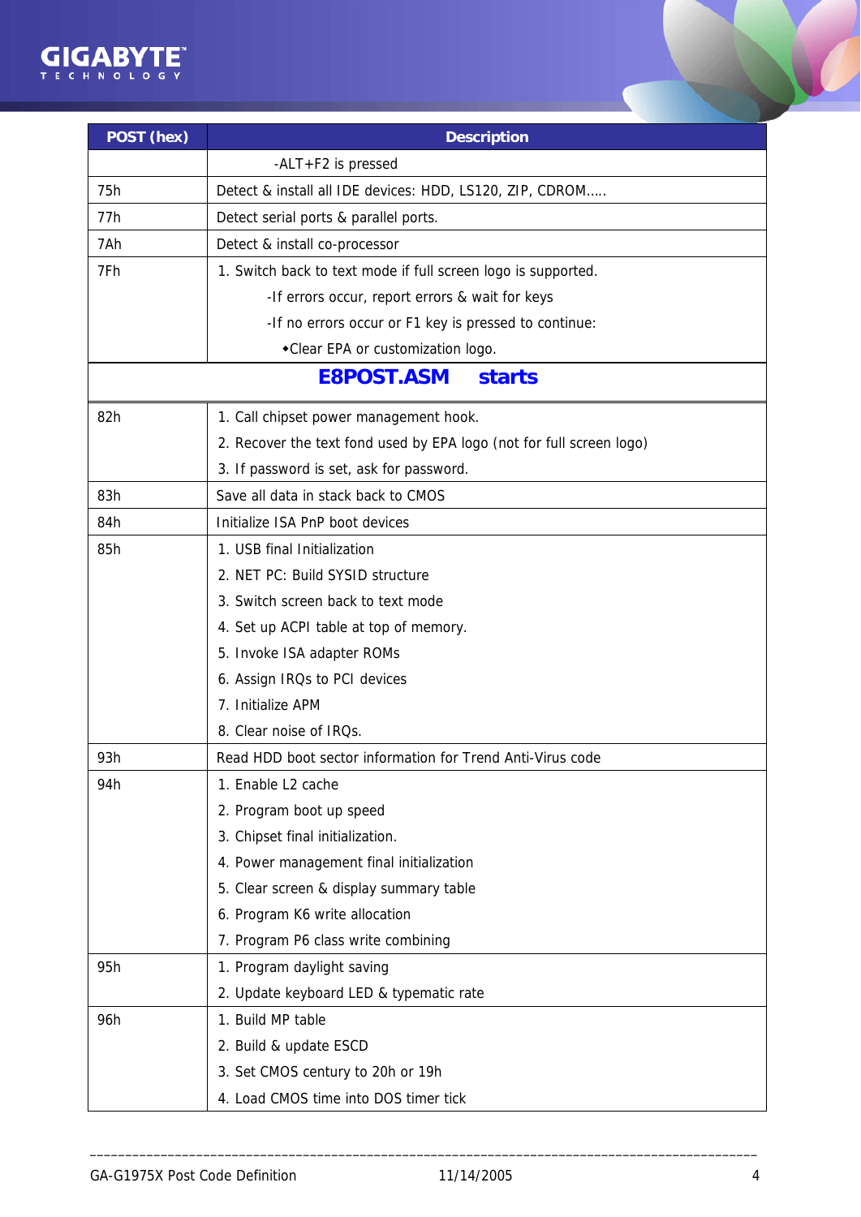| POST (hex) | Description |
|---|---|
| | -ALT+F2 is pressed |
| 75h | Detect & install all IDE devices: HDD, LS120, ZIP, CDROM….. |
| 77h | Detect serial ports & parallel ports. |
| 7Ah | Detect & install co-processor |
| 7Fh | 1. Switch back to text mode if full screen logo is supported.<br>-If errors occur, report errors & wait for keys<br>-If no errors occur or F1 key is pressed to continue:<br>◆Clear EPA or customization logo. |
| **E8POST.ASM starts** | |
| 82h | 1. Call chipset power management hook.<br>2. Recover the text fond used by EPA logo (not for full screen logo)<br>3. If password is set, ask for password. |
| 83h | Save all data in stack back to CMOS |
| 84h | Initialize ISA PnP boot devices |
| 85h | 1. USB final Initialization<br>2. NET PC: Build SYSID structure<br>3. Switch screen back to text mode<br>4. Set up ACPI table at top of memory.<br>5. Invoke ISA adapter ROMs<br>6. Assign IRQs to PCI devices<br>7. Initialize APM<br>8. Clear noise of IRQs. |
| 93h | Read HDD boot sector information for Trend Anti-Virus code |
| 94h | 1. Enable L2 cache<br>2. Program boot up speed<br>3. Chipset final initialization.<br>4. Power management final initialization<br>5. Clear screen & display summary table<br>6. Program K6 write allocation<br>7. Program P6 class write combining |
| 95h | 1. Program daylight saving<br>2. Update keyboard LED & typematic rate |
| 96h | 1. Build MP table<br>2. Build & update ESCD<br>3. Set CMOS century to 20h or 19h<br>4. Load CMOS time into DOS timer tick |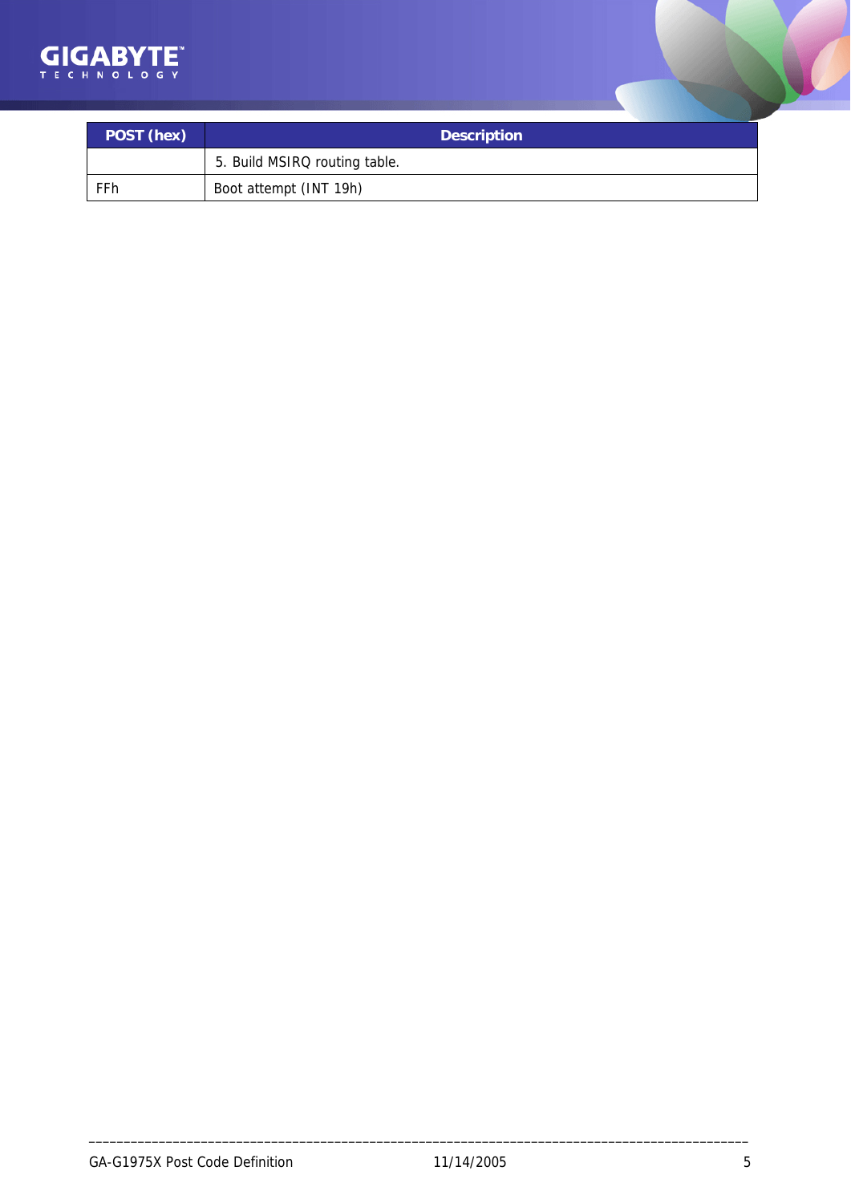| POST (hex) | Description |
|---|---|
| | 5. Build MSIRQ routing table. |
| FFh | Boot attempt (INT 19h) |